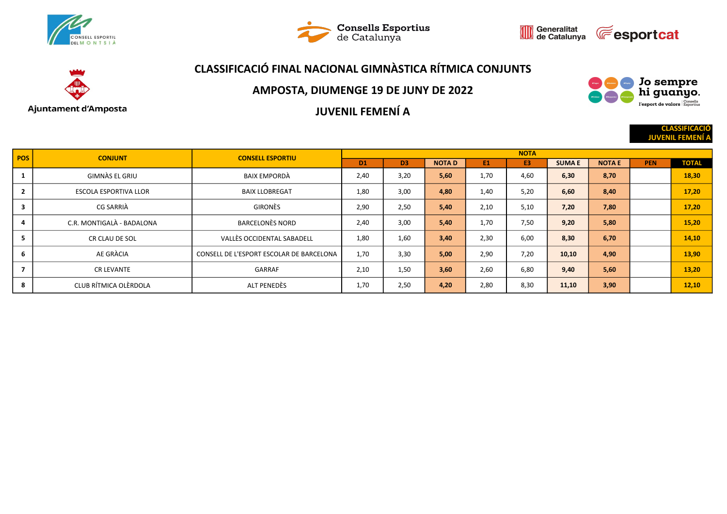# CLASSIFICACIÓ FINAL NACIONAL GIMNÀSTICA RÍTMICA CONJUNTS

## AMPOSTA, DIUMENGE 19 DE JUNY DE 2022

## JUVENIL FEMENÍ A

**CLASSIFICACIÓ JUVENIL FEMENÍ A**

| POS | CONJUNT | CONSELL ESPORTIU | NOTA | | | | | | | | |
|---|---|---|---|---|---|---|---|---|---|---|---|
| | | | D1 | D3 | NOTA D | E1 | E3 | SUMA E | NOTA E | PEN | TOTAL |
| 1 | GIMNÀS EL GRIU | BAIX EMPORDÀ | 2,40 | 3,20 | 5,60 | 1,70 | 4,60 | 6,30 | 8,70 | | 18,30 |
| 2 | ESCOLA ESPORTIVA LLOR | BAIX LLOBREGAT | 1,80 | 3,00 | 4,80 | 1,40 | 5,20 | 6,60 | 8,40 | | 17,20 |
| 3 | CG SARRIÀ | GIRONÈS | 2,90 | 2,50 | 5,40 | 2,10 | 5,10 | 7,20 | 7,80 | | 17,20 |
| 4 | C.R. MONTIGALÀ - BADALONA | BARCELONÈS NORD | 2,40 | 3,00 | 5,40 | 1,70 | 7,50 | 9,20 | 5,80 | | 15,20 |
| 5 | CR CLAU DE SOL | VALLÈS OCCIDENTAL SABADELL | 1,80 | 1,60 | 3,40 | 2,30 | 6,00 | 8,30 | 6,70 | | 14,10 |
| 6 | AE GRÀCIA | CONSELL DE L'ESPORT ESCOLAR DE BARCELONA | 1,70 | 3,30 | 5,00 | 2,90 | 7,20 | 10,10 | 4,90 | | 13,90 |
| 7 | CR LEVANTE | GARRAF | 2,10 | 1,50 | 3,60 | 2,60 | 6,80 | 9,40 | 5,60 | | 13,20 |
| 8 | CLUB RÍTMICA OLÈRDOLA | ALT PENEDÈS | 1,70 | 2,50 | 4,20 | 2,80 | 8,30 | 11,10 | 3,90 | | 12,10 |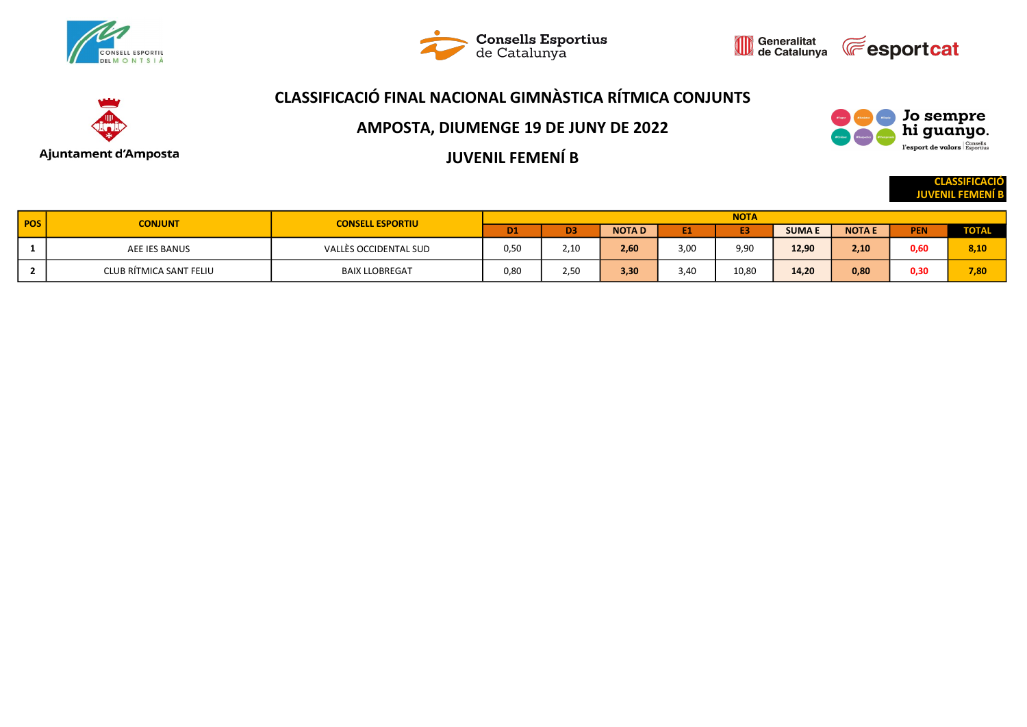# CLASSIFICACIÓ FINAL NACIONAL GIMNÀSTICA RÍTMICA CONJUNTS

## AMPOSTA, DIUMENGE 19 DE JUNY DE 2022

## JUVENIL FEMENÍ B

**CLASSIFICACIÓ JUVENIL FEMENÍ B**

| POS | CONJUNT | CONSELL ESPORTIU | NOTA | | | | | | | | |
|---|---|---|---|---|---|---|---|---|---|---|---|
| | | | D1 | D3 | NOTA D | E1 | E3 | SUMA E | NOTA E | PEN | TOTAL |
| 1 | AEE IES BANUS | VALLÈS OCCIDENTAL SUD | 0,50 | 2,10 | 2,60 | 3,00 | 9,90 | 12,90 | 2,10 | 0,60 | 8,10 |
| 2 | CLUB RÍTMICA SANT FELIU | BAIX LLOBREGAT | 0,80 | 2,50 | 3,30 | 3,40 | 10,80 | 14,20 | 0,80 | 0,30 | 7,80 |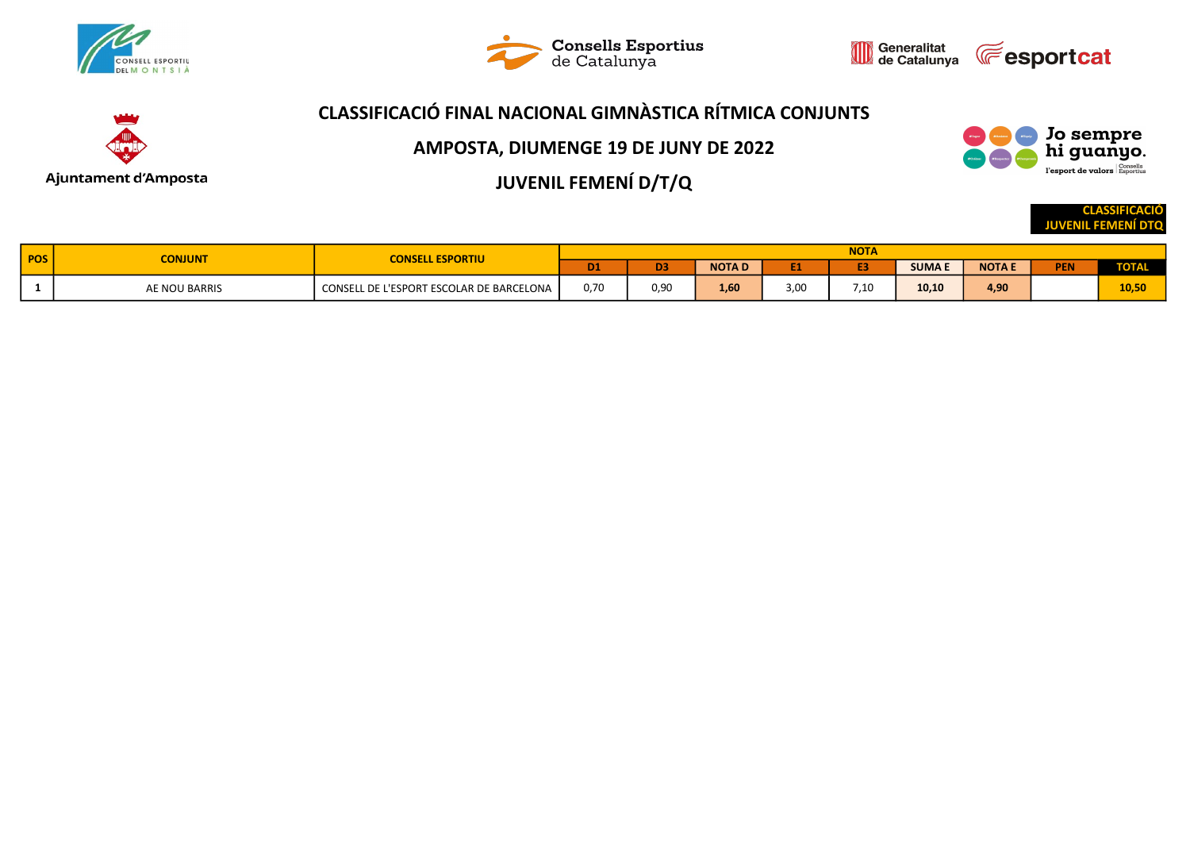# CLASSIFICACIÓ FINAL NACIONAL GIMNÀSTICA RÍTMICA CONJUNTS

## AMPOSTA, DIUMENGE 19 DE JUNY DE 2022

## JUVENIL FEMENÍ D/T/Q

**CLASSIFICACIÓ JUVENIL FEMENÍ DTQ**

| POS | CONJUNT | CONSELL ESPORTIU | NOTA | | | | | | | | |
|---|---|---|---|---|---|---|---|---|---|---|---|
| | | | D1 | D3 | NOTA D | E1 | E3 | SUMA E | NOTA E | PEN | TOTAL |
| 1 | AE NOU BARRIS | CONSELL DE L'ESPORT ESCOLAR DE BARCELONA | 0,70 | 0,90 | 1,60 | 3,00 | 7,10 | 10,10 | 4,90 | | 10,50 |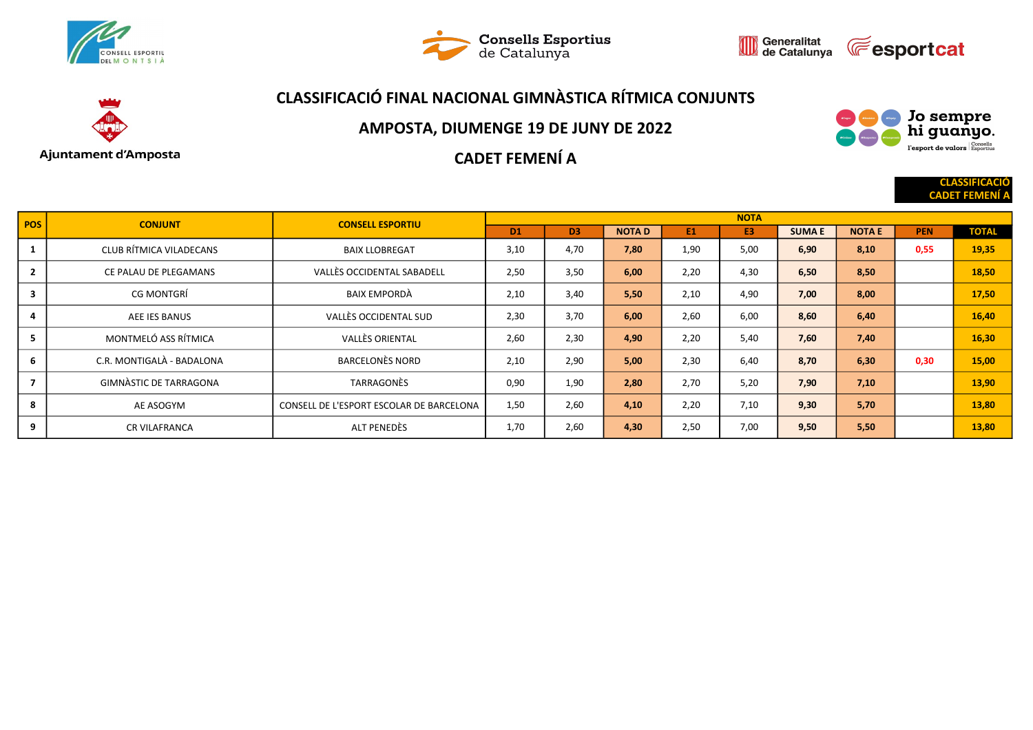# CLASSIFICACIÓ FINAL NACIONAL GIMNÀSTICA RÍTMICA CONJUNTS

## AMPOSTA, DIUMENGE 19 DE JUNY DE 2022

## CADET FEMENÍ A

**CLASSIFICACIÓ CADET FEMENÍ A**

| POS | CONJUNT | CONSELL ESPORTIU | NOTA | | | | | | | | |
|---|---|---|---|---|---|---|---|---|---|---|---|
| | | | D1 | D3 | NOTA D | E1 | E3 | SUMA E | NOTA E | PEN | TOTAL |
| 1 | CLUB RÍTMICA VILADECANS | BAIX LLOBREGAT | 3,10 | 4,70 | 7,80 | 1,90 | 5,00 | 6,90 | 8,10 | 0,55 | 19,35 |
| 2 | CE PALAU DE PLEGAMANS | VALLÈS OCCIDENTAL SABADELL | 2,50 | 3,50 | 6,00 | 2,20 | 4,30 | 6,50 | 8,50 | | 18,50 |
| 3 | CG MONTGRÍ | BAIX EMPORDÀ | 2,10 | 3,40 | 5,50 | 2,10 | 4,90 | 7,00 | 8,00 | | 17,50 |
| 4 | AEE IES BANUS | VALLÈS OCCIDENTAL SUD | 2,30 | 3,70 | 6,00 | 2,60 | 6,00 | 8,60 | 6,40 | | 16,40 |
| 5 | MONTMELÓ ASS RÍTMICA | VALLÈS ORIENTAL | 2,60 | 2,30 | 4,90 | 2,20 | 5,40 | 7,60 | 7,40 | | 16,30 |
| 6 | C.R. MONTIGALÀ - BADALONA | BARCELONÈS NORD | 2,10 | 2,90 | 5,00 | 2,30 | 6,40 | 8,70 | 6,30 | 0,30 | 15,00 |
| 7 | GIMNÀSTIC DE TARRAGONA | TARRAGONÈS | 0,90 | 1,90 | 2,80 | 2,70 | 5,20 | 7,90 | 7,10 | | 13,90 |
| 8 | AE ASOGYM | CONSELL DE L'ESPORT ESCOLAR DE BARCELONA | 1,50 | 2,60 | 4,10 | 2,20 | 7,10 | 9,30 | 5,70 | | 13,80 |
| 9 | CR VILAFRANCA | ALT PENEDÈS | 1,70 | 2,60 | 4,30 | 2,50 | 7,00 | 9,50 | 5,50 | | 13,80 |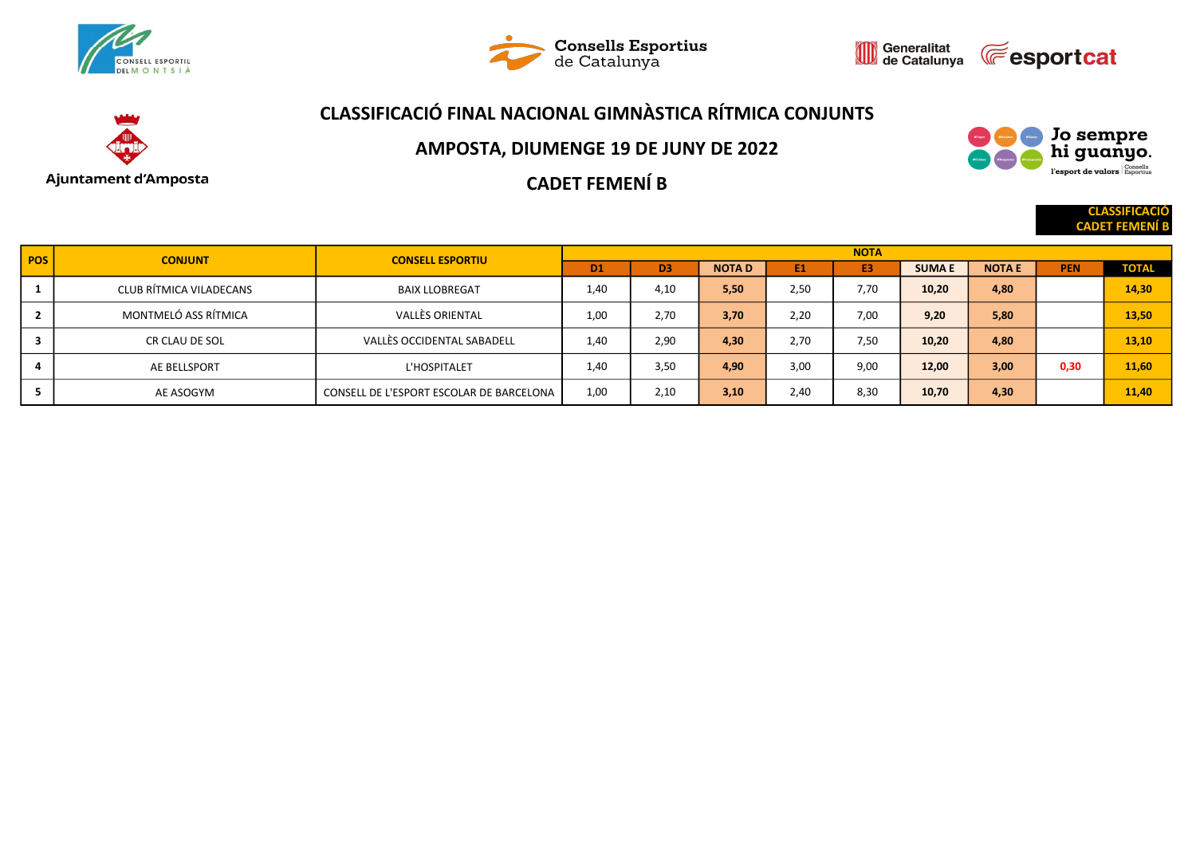# CLASSIFICACIÓ FINAL NACIONAL GIMNÀSTICA RÍTMICA CONJUNTS

## AMPOSTA, DIUMENGE 19 DE JUNY DE 2022

## CADET FEMENÍ B

**CLASSIFICACIÓ CADET FEMENÍ B**

| POS | CONJUNT | CONSELL ESPORTIU | NOTA | | | | | | | | |
|---|---|---|---|---|---|---|---|---|---|---|---|
| | | | D1 | D3 | NOTA D | E1 | E3 | SUMA E | NOTA E | PEN | TOTAL |
| 1 | CLUB RÍTMICA VILADECANS | BAIX LLOBREGAT | 1,40 | 4,10 | 5,50 | 2,50 | 7,70 | 10,20 | 4,80 | | 14,30 |
| 2 | MONTMELÓ ASS RÍTMICA | VALLÈS ORIENTAL | 1,00 | 2,70 | 3,70 | 2,20 | 7,00 | 9,20 | 5,80 | | 13,50 |
| 3 | CR CLAU DE SOL | VALLÈS OCCIDENTAL SABADELL | 1,40 | 2,90 | 4,30 | 2,70 | 7,50 | 10,20 | 4,80 | | 13,10 |
| 4 | AE BELLSPORT | L'HOSPITALET | 1,40 | 3,50 | 4,90 | 3,00 | 9,00 | 12,00 | 3,00 | 0,30 | 11,60 |
| 5 | AE ASOGYM | CONSELL DE L'ESPORT ESCOLAR DE BARCELONA | 1,00 | 2,10 | 3,10 | 2,40 | 8,30 | 10,70 | 4,30 | | 11,40 |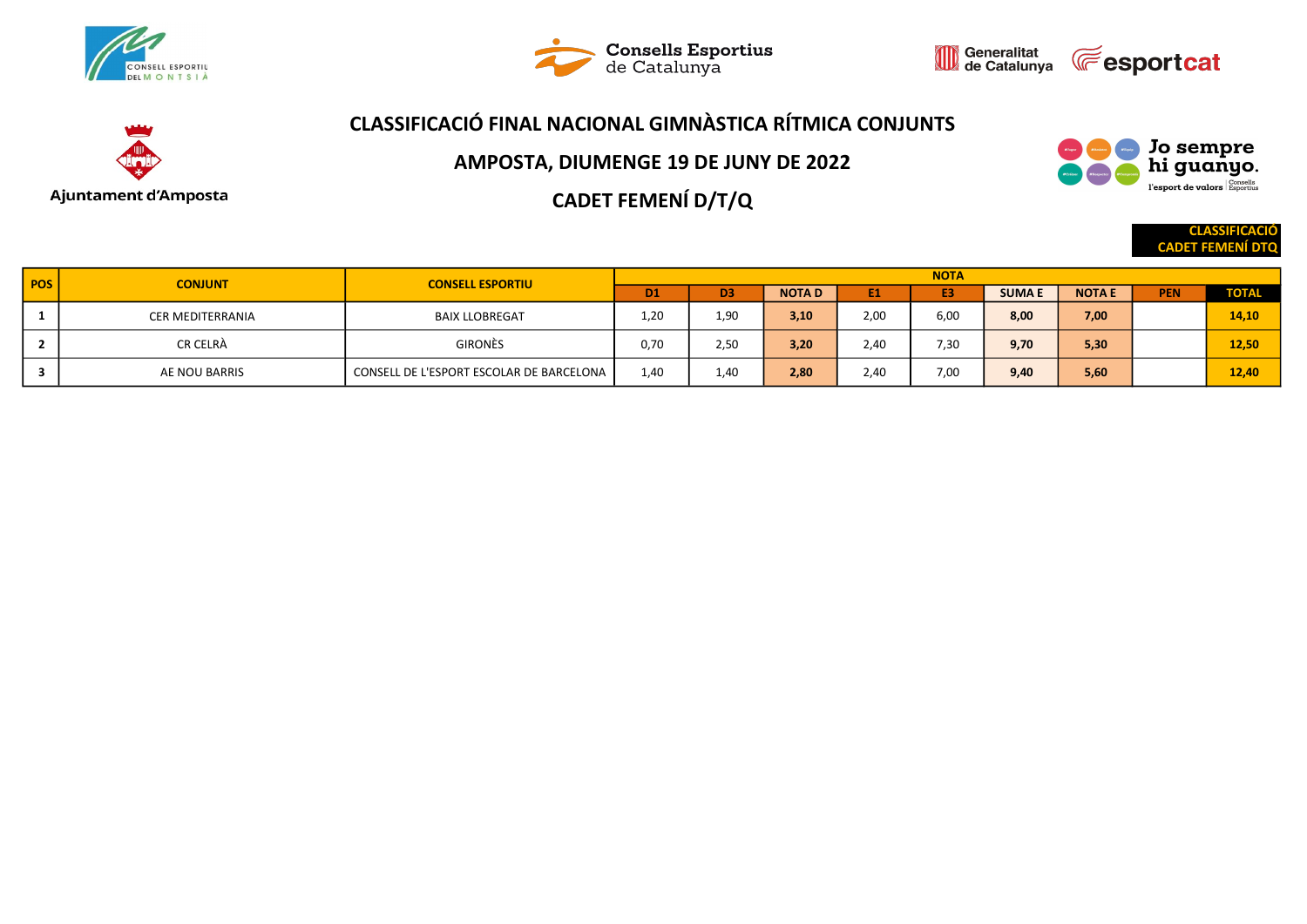# CLASSIFICACIÓ FINAL NACIONAL GIMNÀSTICA RÍTMICA CONJUNTS

## AMPOSTA, DIUMENGE 19 DE JUNY DE 2022

## CADET FEMENÍ D/T/Q

**CLASSIFICACIÓ CADET FEMENÍ DTQ**

| POS | CONJUNT | CONSELL ESPORTIU | NOTA | | | | | | | | |
|---|---|---|---|---|---|---|---|---|---|---|---|
| | | | D1 | D3 | NOTA D | E1 | E3 | SUMA E | NOTA E | PEN | TOTAL |
| 1 | CER MEDITERRANIA | BAIX LLOBREGAT | 1,20 | 1,90 | **3,10** | 2,00 | 6,00 | **8,00** | **7,00** | | **14,10** |
| 2 | CR CELRÀ | GIRONÈS | 0,70 | 2,50 | **3,20** | 2,40 | 7,30 | **9,70** | **5,30** | | **12,50** |
| 3 | AE NOU BARRIS | CONSELL DE L'ESPORT ESCOLAR DE BARCELONA | 1,40 | 1,40 | **2,80** | 2,40 | 7,00 | **9,40** | **5,60** | | **12,40** |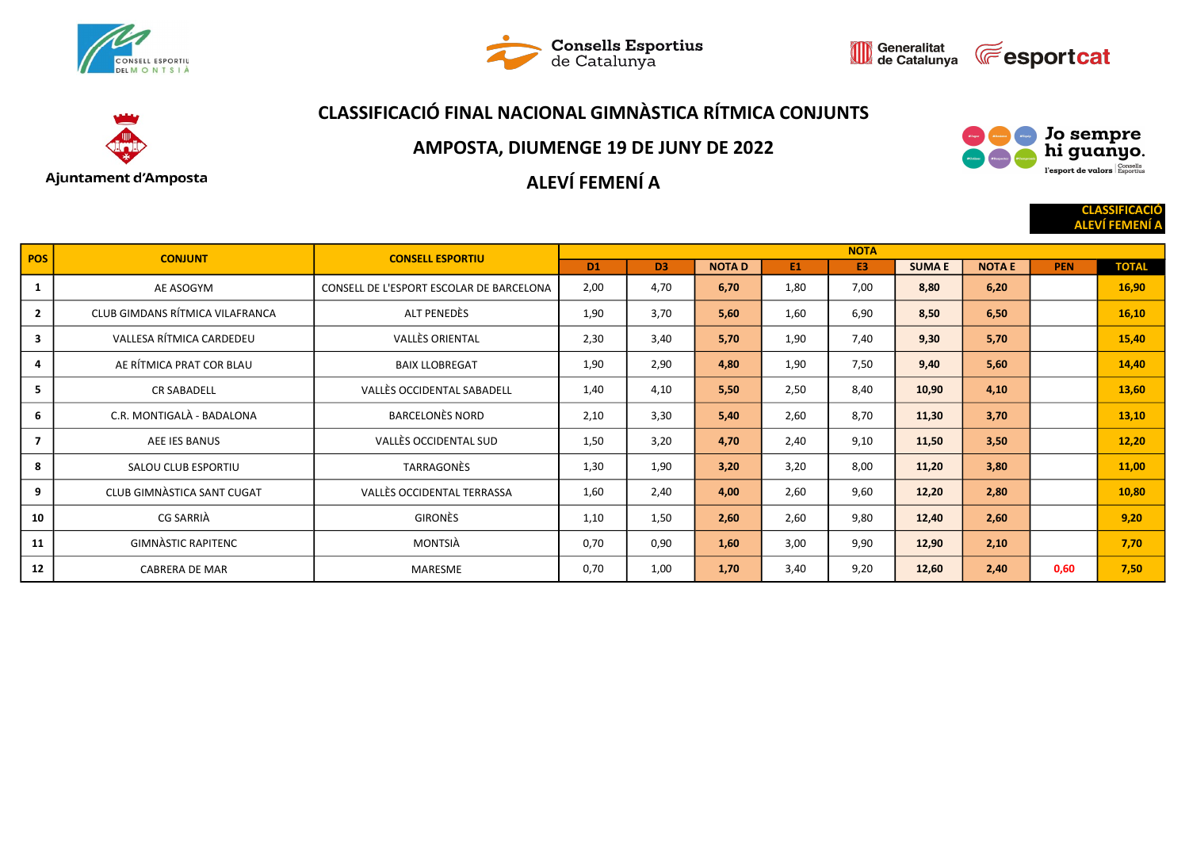# CLASSIFICACIÓ FINAL NACIONAL GIMNÀSTICA RÍTMICA CONJUNTS

## AMPOSTA, DIUMENGE 19 DE JUNY DE 2022

## ALEVÍ FEMENÍ A

**CLASSIFICACIÓ ALEVÍ FEMENÍ A**

| POS | CONJUNT | CONSELL ESPORTIU | NOTA | | | | | | | | |
|---|---|---|---|---|---|---|---|---|---|---|---|
| | | | D1 | D3 | NOTA D | E1 | E3 | SUMA E | NOTA E | PEN | TOTAL |
| 1 | AE ASOGYM | CONSELL DE L'ESPORT ESCOLAR DE BARCELONA | 2,00 | 4,70 | 6,70 | 1,80 | 7,00 | 8,80 | 6,20 | | 16,90 |
| 2 | CLUB GIMDANS RÍTMICA VILAFRANCA | ALT PENEDÈS | 1,90 | 3,70 | 5,60 | 1,60 | 6,90 | 8,50 | 6,50 | | 16,10 |
| 3 | VALLESA RÍTMICA CARDEDEU | VALLÈS ORIENTAL | 2,30 | 3,40 | 5,70 | 1,90 | 7,40 | 9,30 | 5,70 | | 15,40 |
| 4 | AE RÍTMICA PRAT COR BLAU | BAIX LLOBREGAT | 1,90 | 2,90 | 4,80 | 1,90 | 7,50 | 9,40 | 5,60 | | 14,40 |
| 5 | CR SABADELL | VALLÈS OCCIDENTAL SABADELL | 1,40 | 4,10 | 5,50 | 2,50 | 8,40 | 10,90 | 4,10 | | 13,60 |
| 6 | C.R. MONTIGALÀ - BADALONA | BARCELONÈS NORD | 2,10 | 3,30 | 5,40 | 2,60 | 8,70 | 11,30 | 3,70 | | 13,10 |
| 7 | AEE IES BANUS | VALLÈS OCCIDENTAL SUD | 1,50 | 3,20 | 4,70 | 2,40 | 9,10 | 11,50 | 3,50 | | 12,20 |
| 8 | SALOU CLUB ESPORTIU | TARRAGONÈS | 1,30 | 1,90 | 3,20 | 3,20 | 8,00 | 11,20 | 3,80 | | 11,00 |
| 9 | CLUB GIMNÀSTICA SANT CUGAT | VALLÈS OCCIDENTAL TERRASSA | 1,60 | 2,40 | 4,00 | 2,60 | 9,60 | 12,20 | 2,80 | | 10,80 |
| 10 | CG SARRIÀ | GIRONÈS | 1,10 | 1,50 | 2,60 | 2,60 | 9,80 | 12,40 | 2,60 | | 9,20 |
| 11 | GIMNÀSTIC RAPITENC | MONTSIÀ | 0,70 | 0,90 | 1,60 | 3,00 | 9,90 | 12,90 | 2,10 | | 7,70 |
| 12 | CABRERA DE MAR | MARESME | 0,70 | 1,00 | 1,70 | 3,40 | 9,20 | 12,60 | 2,40 | 0,60 | 7,50 |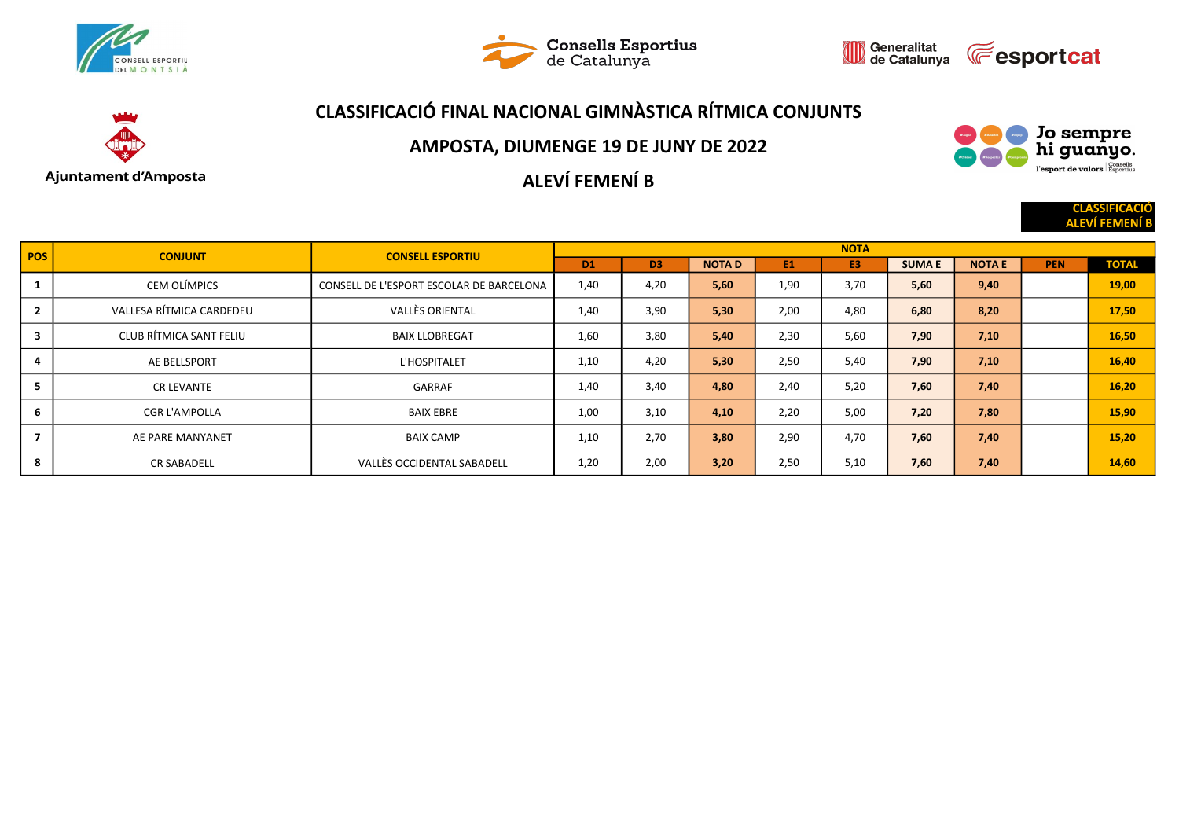# CLASSIFICACIÓ FINAL NACIONAL GIMNÀSTICA RÍTMICA CONJUNTS

## AMPOSTA, DIUMENGE 19 DE JUNY DE 2022

## ALEVÍ FEMENÍ B

Ajuntament d'Amposta

Jo sempre hi guanyo. l'esport de valors

**CLASSIFICACIÓ ALEVÍ FEMENÍ B**

| POS | CONJUNT | CONSELL ESPORTIU | NOTA | | | | | | | | |
|---|---|---|---|---|---|---|---|---|---|---|---|
| | | | D1 | D3 | NOTA D | E1 | E3 | SUMA E | NOTA E | PEN | TOTAL |
| 1 | CEM OLÍMPICS | CONSELL DE L'ESPORT ESCOLAR DE BARCELONA | 1,40 | 4,20 | 5,60 | 1,90 | 3,70 | 5,60 | 9,40 | | 19,00 |
| 2 | VALLESA RÍTMICA CARDEDEU | VALLÈS ORIENTAL | 1,40 | 3,90 | 5,30 | 2,00 | 4,80 | 6,80 | 8,20 | | 17,50 |
| 3 | CLUB RÍTMICA SANT FELIU | BAIX LLOBREGAT | 1,60 | 3,80 | 5,40 | 2,30 | 5,60 | 7,90 | 7,10 | | 16,50 |
| 4 | AE BELLSPORT | L'HOSPITALET | 1,10 | 4,20 | 5,30 | 2,50 | 5,40 | 7,90 | 7,10 | | 16,40 |
| 5 | CR LEVANTE | GARRAF | 1,40 | 3,40 | 4,80 | 2,40 | 5,20 | 7,60 | 7,40 | | 16,20 |
| 6 | CGR L'AMPOLLA | BAIX EBRE | 1,00 | 3,10 | 4,10 | 2,20 | 5,00 | 7,20 | 7,80 | | 15,90 |
| 7 | AE PARE MANYANET | BAIX CAMP | 1,10 | 2,70 | 3,80 | 2,90 | 4,70 | 7,60 | 7,40 | | 15,20 |
| 8 | CR SABADELL | VALLÈS OCCIDENTAL SABADELL | 1,20 | 2,00 | 3,20 | 2,50 | 5,10 | 7,60 | 7,40 | | 14,60 |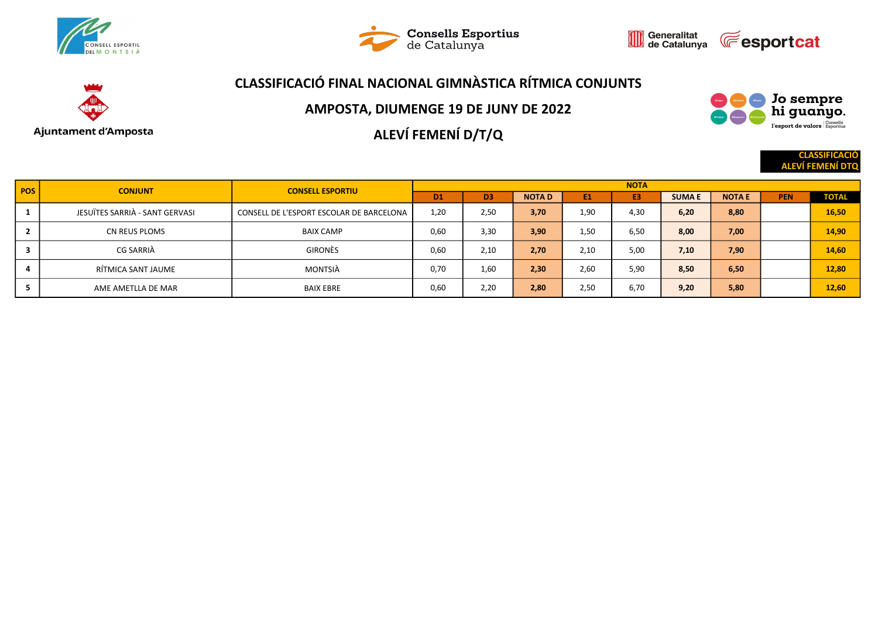# CLASSIFICACIÓ FINAL NACIONAL GIMNÀSTICA RÍTMICA CONJUNTS

## AMPOSTA, DIUMENGE 19 DE JUNY DE 2022

## ALEVÍ FEMENÍ D/T/Q

**CLASSIFICACIÓ ALEVÍ FEMENÍ DTQ**

| POS | CONJUNT | CONSELL ESPORTIU | NOTA | | | | | | | | |
|---|---|---|---|---|---|---|---|---|---|---|---|
| | | | D1 | D3 | NOTA D | E1 | E3 | SUMA E | NOTA E | PEN | TOTAL |
| 1 | JESUÏTES SARRIÀ - SANT GERVASI | CONSELL DE L'ESPORT ESCOLAR DE BARCELONA | 1,20 | 2,50 | **3,70** | 1,90 | 4,30 | **6,20** | **8,80** | | **16,50** |
| 2 | CN REUS PLOMS | BAIX CAMP | 0,60 | 3,30 | **3,90** | 1,50 | 6,50 | **8,00** | **7,00** | | **14,90** |
| 3 | CG SARRIÀ | GIRONÈS | 0,60 | 2,10 | **2,70** | 2,10 | 5,00 | **7,10** | **7,90** | | **14,60** |
| 4 | RÍTMICA SANT JAUME | MONTSIÀ | 0,70 | 1,60 | **2,30** | 2,60 | 5,90 | **8,50** | **6,50** | | **12,80** |
| 5 | AME AMETLLA DE MAR | BAIX EBRE | 0,60 | 2,20 | **2,80** | 2,50 | 6,70 | **9,20** | **5,80** | | **12,60** |